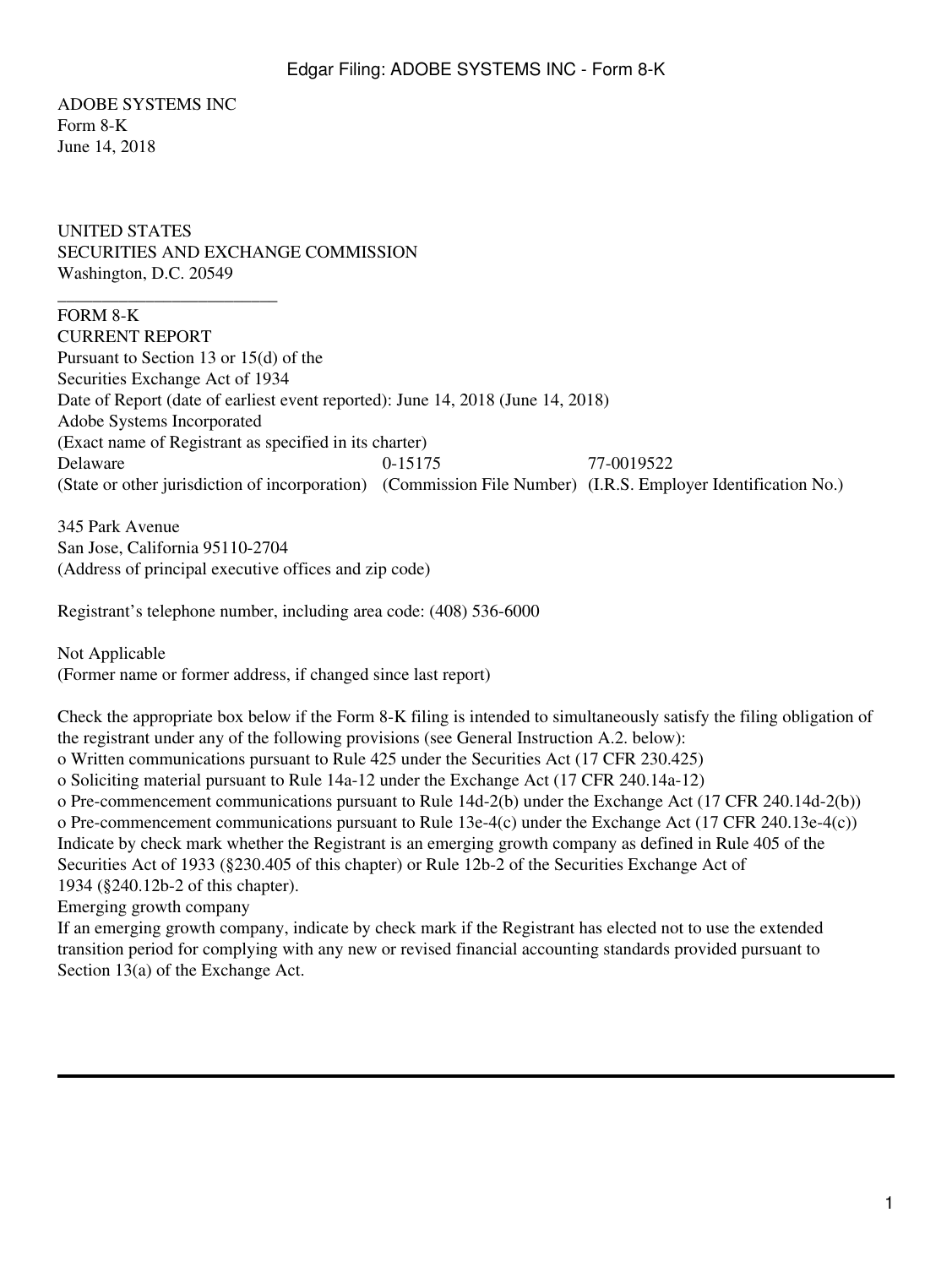ADOBE SYSTEMS INC
Form 8-K
June 14, 2018

UNITED STATES
SECURITIES AND EXCHANGE COMMISSION
Washington, D.C. 20549

---

FORM 8-K
CURRENT REPORT
Pursuant to Section 13 or 15(d) of the
Securities Exchange Act of 1934
Date of Report (date of earliest event reported): June 14, 2018 (June 14, 2018)
Adobe Systems Incorporated
(Exact name of Registrant as specified in its charter)

| Delaware | 0-15175 | 77-0019522 |
|---|---|---|
| (State or other jurisdiction of incorporation) | (Commission File Number) | (I.R.S. Employer Identification No.) |

345 Park Avenue
San Jose, California 95110-2704
(Address of principal executive offices and zip code)

Registrant's telephone number, including area code: (408) 536-6000

Not Applicable
(Former name or former address, if changed since last report)

Check the appropriate box below if the Form 8-K filing is intended to simultaneously satisfy the filing obligation of the registrant under any of the following provisions (see General Instruction A.2. below):
o Written communications pursuant to Rule 425 under the Securities Act (17 CFR 230.425)
o Soliciting material pursuant to Rule 14a-12 under the Exchange Act (17 CFR 240.14a-12)
o Pre-commencement communications pursuant to Rule 14d-2(b) under the Exchange Act (17 CFR 240.14d-2(b))
o Pre-commencement communications pursuant to Rule 13e-4(c) under the Exchange Act (17 CFR 240.13e-4(c))
Indicate by check mark whether the Registrant is an emerging growth company as defined in Rule 405 of the Securities Act of 1933 (§230.405 of this chapter) or Rule 12b-2 of the Securities Exchange Act of 1934 (§240.12b-2 of this chapter).
Emerging growth company
If an emerging growth company, indicate by check mark if the Registrant has elected not to use the extended transition period for complying with any new or revised financial accounting standards provided pursuant to Section 13(a) of the Exchange Act.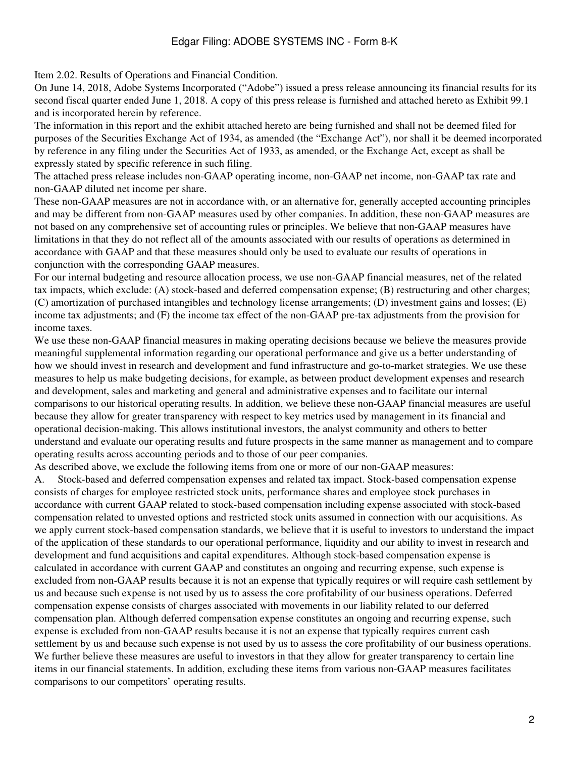Item 2.02. Results of Operations and Financial Condition.

On June 14, 2018, Adobe Systems Incorporated (“Adobe”) issued a press release announcing its financial results for its second fiscal quarter ended June 1, 2018. A copy of this press release is furnished and attached hereto as Exhibit 99.1 and is incorporated herein by reference.

The information in this report and the exhibit attached hereto are being furnished and shall not be deemed filed for purposes of the Securities Exchange Act of 1934, as amended (the “Exchange Act”), nor shall it be deemed incorporated by reference in any filing under the Securities Act of 1933, as amended, or the Exchange Act, except as shall be expressly stated by specific reference in such filing.

The attached press release includes non-GAAP operating income, non-GAAP net income, non-GAAP tax rate and non-GAAP diluted net income per share.

These non-GAAP measures are not in accordance with, or an alternative for, generally accepted accounting principles and may be different from non-GAAP measures used by other companies. In addition, these non-GAAP measures are not based on any comprehensive set of accounting rules or principles. We believe that non-GAAP measures have limitations in that they do not reflect all of the amounts associated with our results of operations as determined in accordance with GAAP and that these measures should only be used to evaluate our results of operations in conjunction with the corresponding GAAP measures.

For our internal budgeting and resource allocation process, we use non-GAAP financial measures, net of the related tax impacts, which exclude: (A) stock-based and deferred compensation expense; (B) restructuring and other charges; (C) amortization of purchased intangibles and technology license arrangements; (D) investment gains and losses; (E) income tax adjustments; and (F) the income tax effect of the non-GAAP pre-tax adjustments from the provision for income taxes.

We use these non-GAAP financial measures in making operating decisions because we believe the measures provide meaningful supplemental information regarding our operational performance and give us a better understanding of how we should invest in research and development and fund infrastructure and go-to-market strategies. We use these measures to help us make budgeting decisions, for example, as between product development expenses and research and development, sales and marketing and general and administrative expenses and to facilitate our internal comparisons to our historical operating results. In addition, we believe these non-GAAP financial measures are useful because they allow for greater transparency with respect to key metrics used by management in its financial and operational decision-making. This allows institutional investors, the analyst community and others to better understand and evaluate our operating results and future prospects in the same manner as management and to compare operating results across accounting periods and to those of our peer companies.

As described above, we exclude the following items from one or more of our non-GAAP measures:

A. Stock-based and deferred compensation expenses and related tax impact. Stock-based compensation expense consists of charges for employee restricted stock units, performance shares and employee stock purchases in accordance with current GAAP related to stock-based compensation including expense associated with stock-based compensation related to unvested options and restricted stock units assumed in connection with our acquisitions. As we apply current stock-based compensation standards, we believe that it is useful to investors to understand the impact of the application of these standards to our operational performance, liquidity and our ability to invest in research and development and fund acquisitions and capital expenditures. Although stock-based compensation expense is calculated in accordance with current GAAP and constitutes an ongoing and recurring expense, such expense is excluded from non-GAAP results because it is not an expense that typically requires or will require cash settlement by us and because such expense is not used by us to assess the core profitability of our business operations. Deferred compensation expense consists of charges associated with movements in our liability related to our deferred compensation plan. Although deferred compensation expense constitutes an ongoing and recurring expense, such expense is excluded from non-GAAP results because it is not an expense that typically requires current cash settlement by us and because such expense is not used by us to assess the core profitability of our business operations. We further believe these measures are useful to investors in that they allow for greater transparency to certain line items in our financial statements. In addition, excluding these items from various non-GAAP measures facilitates comparisons to our competitors’ operating results.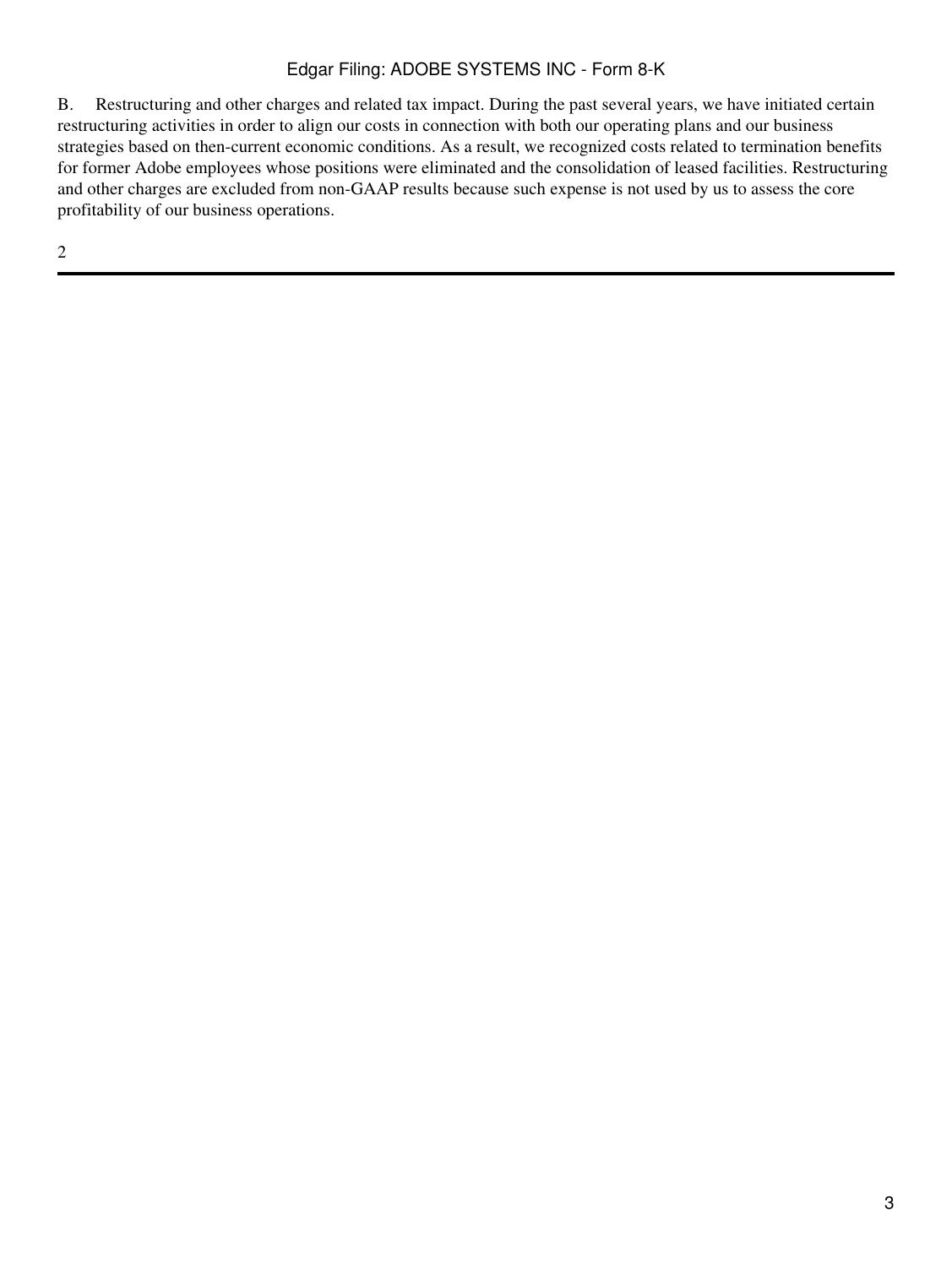B. Restructuring and other charges and related tax impact. During the past several years, we have initiated certain restructuring activities in order to align our costs in connection with both our operating plans and our business strategies based on then-current economic conditions. As a result, we recognized costs related to termination benefits for former Adobe employees whose positions were eliminated and the consolidation of leased facilities. Restructuring and other charges are excluded from non-GAAP results because such expense is not used by us to assess the core profitability of our business operations.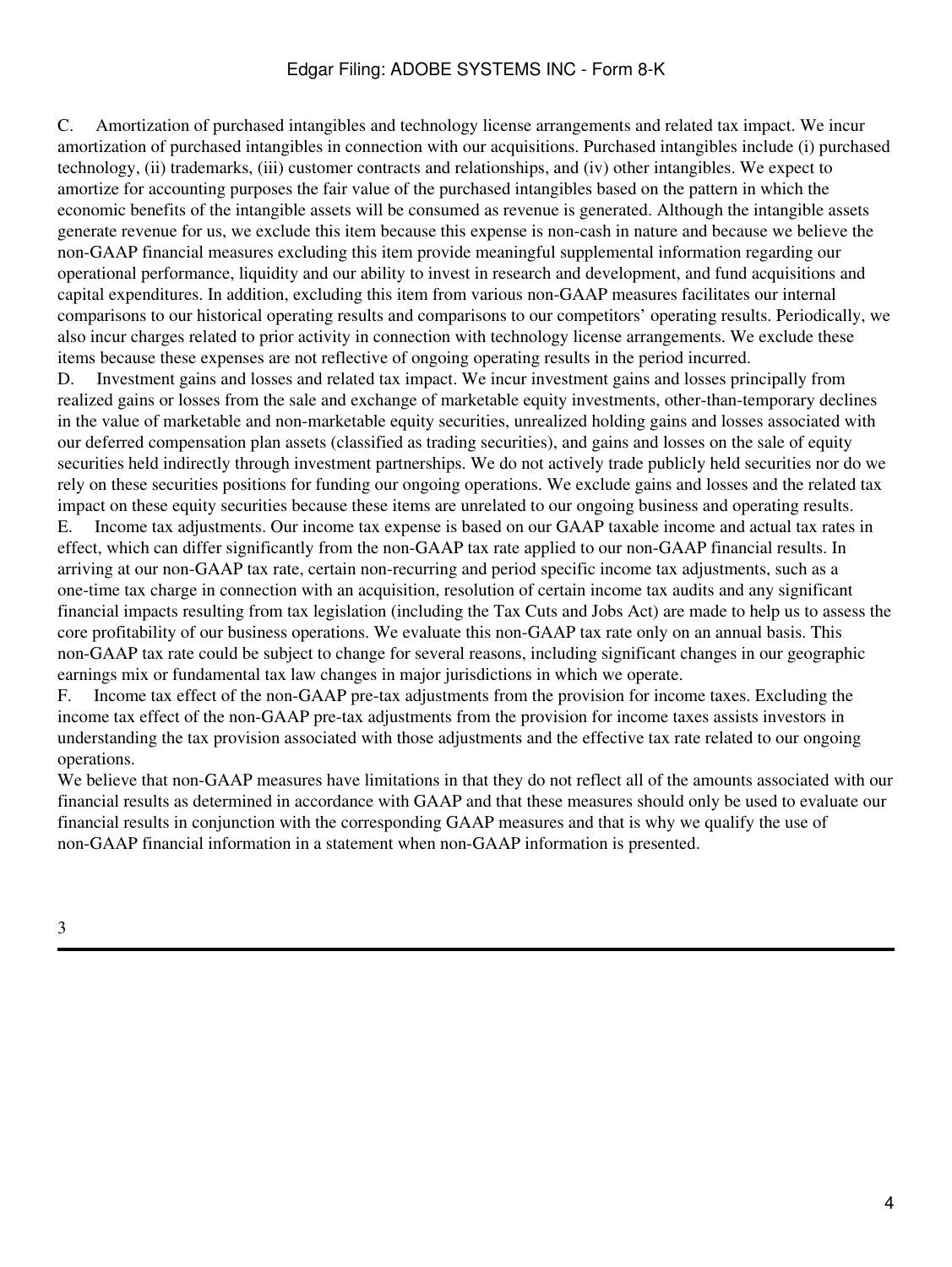C. Amortization of purchased intangibles and technology license arrangements and related tax impact. We incur amortization of purchased intangibles in connection with our acquisitions. Purchased intangibles include (i) purchased technology, (ii) trademarks, (iii) customer contracts and relationships, and (iv) other intangibles. We expect to amortize for accounting purposes the fair value of the purchased intangibles based on the pattern in which the economic benefits of the intangible assets will be consumed as revenue is generated. Although the intangible assets generate revenue for us, we exclude this item because this expense is non-cash in nature and because we believe the non-GAAP financial measures excluding this item provide meaningful supplemental information regarding our operational performance, liquidity and our ability to invest in research and development, and fund acquisitions and capital expenditures. In addition, excluding this item from various non-GAAP measures facilitates our internal comparisons to our historical operating results and comparisons to our competitors' operating results. Periodically, we also incur charges related to prior activity in connection with technology license arrangements. We exclude these items because these expenses are not reflective of ongoing operating results in the period incurred.

D. Investment gains and losses and related tax impact. We incur investment gains and losses principally from realized gains or losses from the sale and exchange of marketable equity investments, other-than-temporary declines in the value of marketable and non-marketable equity securities, unrealized holding gains and losses associated with our deferred compensation plan assets (classified as trading securities), and gains and losses on the sale of equity securities held indirectly through investment partnerships. We do not actively trade publicly held securities nor do we rely on these securities positions for funding our ongoing operations. We exclude gains and losses and the related tax impact on these equity securities because these items are unrelated to our ongoing business and operating results.

E. Income tax adjustments. Our income tax expense is based on our GAAP taxable income and actual tax rates in effect, which can differ significantly from the non-GAAP tax rate applied to our non-GAAP financial results. In arriving at our non-GAAP tax rate, certain non-recurring and period specific income tax adjustments, such as a one-time tax charge in connection with an acquisition, resolution of certain income tax audits and any significant financial impacts resulting from tax legislation (including the Tax Cuts and Jobs Act) are made to help us to assess the core profitability of our business operations. We evaluate this non-GAAP tax rate only on an annual basis. This non-GAAP tax rate could be subject to change for several reasons, including significant changes in our geographic earnings mix or fundamental tax law changes in major jurisdictions in which we operate.

F. Income tax effect of the non-GAAP pre-tax adjustments from the provision for income taxes. Excluding the income tax effect of the non-GAAP pre-tax adjustments from the provision for income taxes assists investors in understanding the tax provision associated with those adjustments and the effective tax rate related to our ongoing operations.

We believe that non-GAAP measures have limitations in that they do not reflect all of the amounts associated with our financial results as determined in accordance with GAAP and that these measures should only be used to evaluate our financial results in conjunction with the corresponding GAAP measures and that is why we qualify the use of non-GAAP financial information in a statement when non-GAAP information is presented.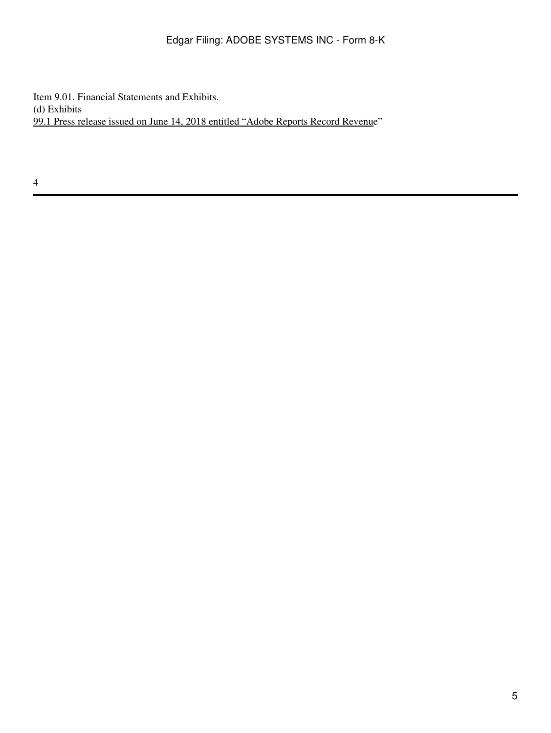Item 9.01. Financial Statements and Exhibits.
(d) Exhibits
99.1 Press release issued on June 14, 2018 entitled "Adobe Reports Record Revenue"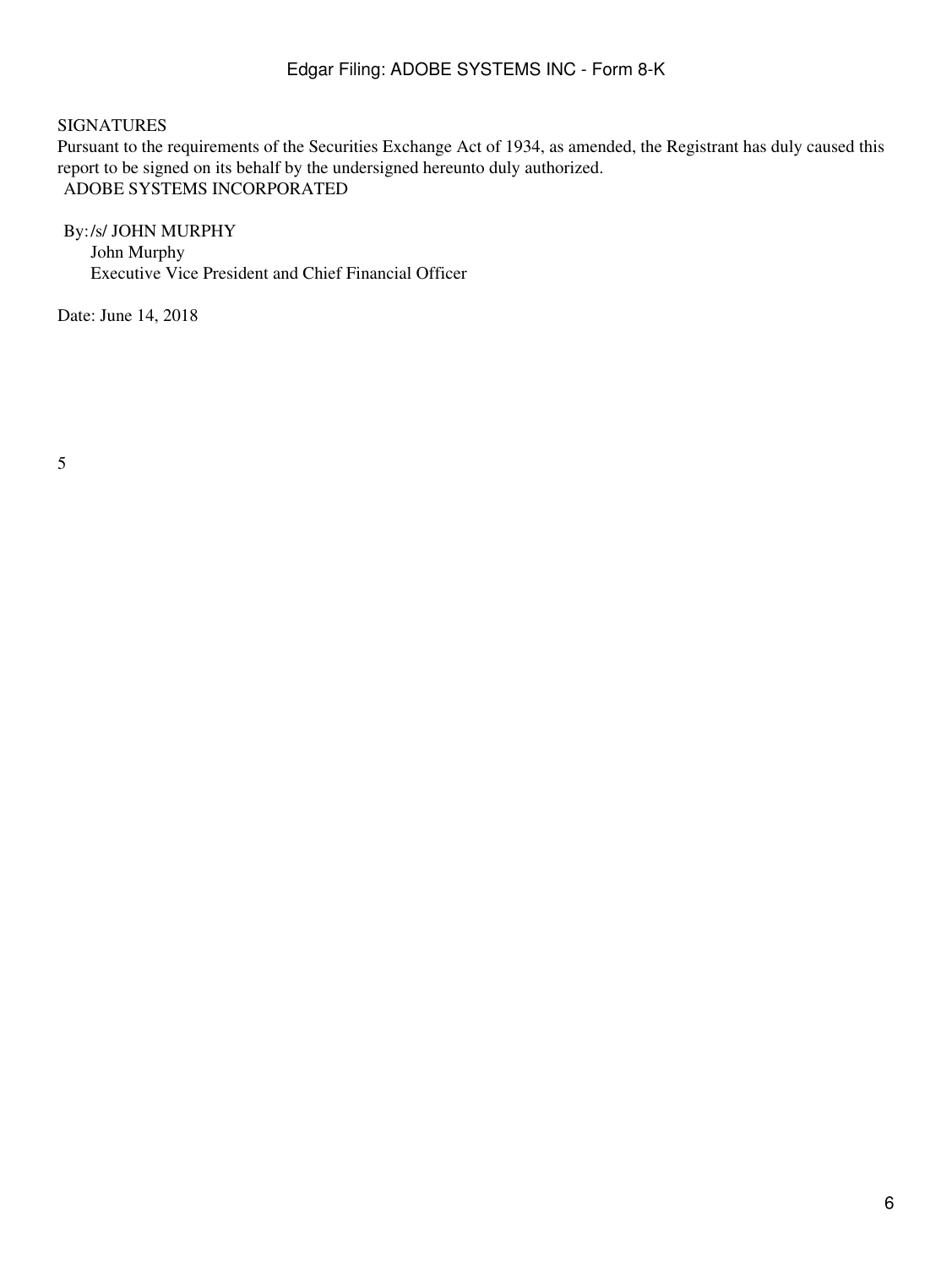SIGNATURES

Pursuant to the requirements of the Securities Exchange Act of 1934, as amended, the Registrant has duly caused this report to be signed on its behalf by the undersigned hereunto duly authorized.

ADOBE SYSTEMS INCORPORATED

By: /s/ JOHN MURPHY
John Murphy
Executive Vice President and Chief Financial Officer

Date: June 14, 2018